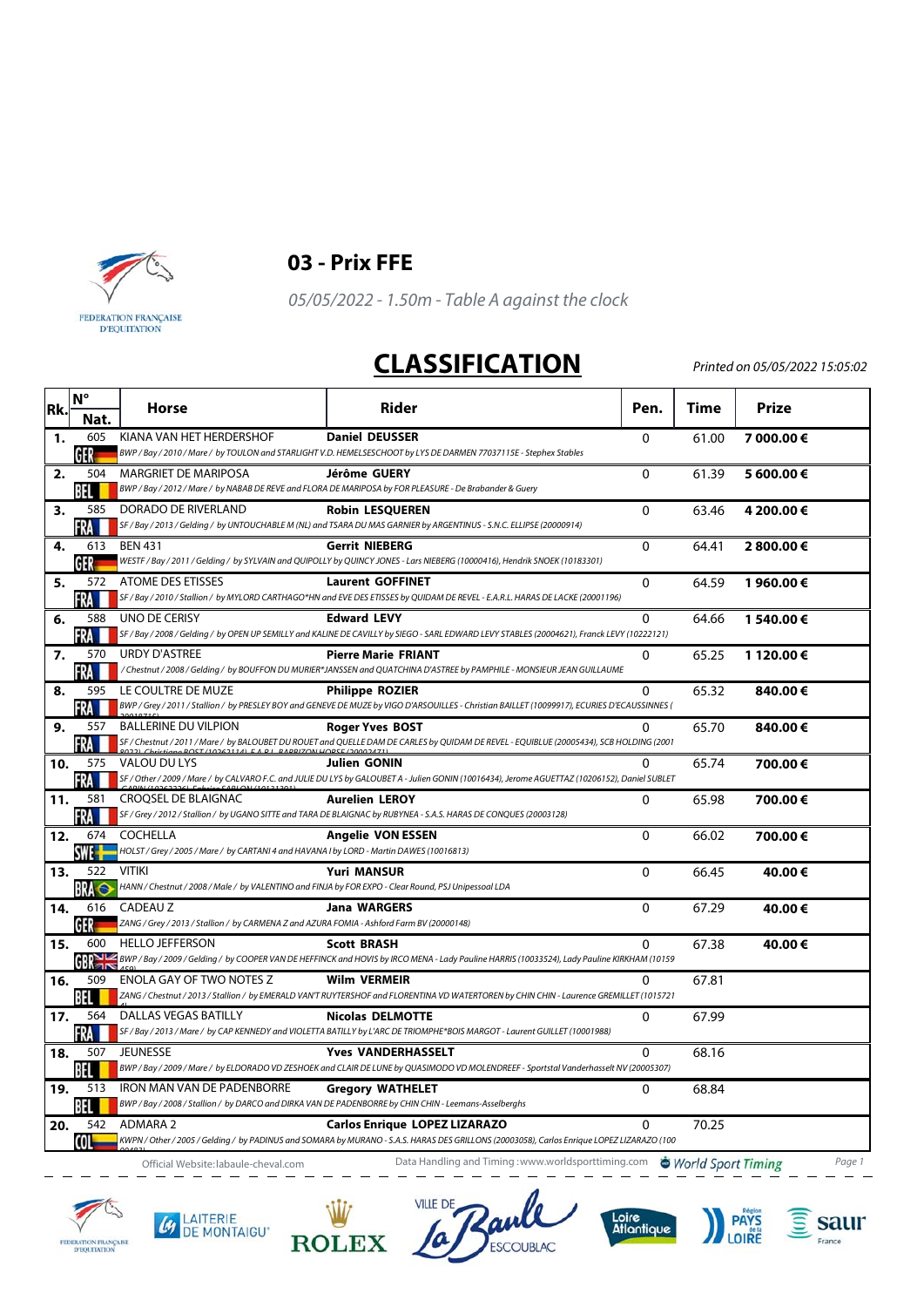FEDERATION FRANÇAISE D'EQUITATION

# 03 - Prix FFE

*05/05/2022 - 1.50m - Table A against the clock*

## CLASSIFICATION

*Printed on 05/05/2022 15:05:02*

| Rk. | N° Nat. | Horse | Rider | Pen. | Time | Prize |
|---|---|---|---|---|---|---|
| 1. | 605 GER | KIANA VAN HET HERDERSHOF<br>*BWP / Bay / 2010 / Mare / by TOULON and STARLIGHT V.D. HEMELSESCHOOT by LYS DE DARMEN 77037115E - Stephex Stables* | **Daniel DEUSSER** | 0 | 61.00 | **7 000.00 €** |
| 2. | 504 BEL | MARGRIET DE MARIPOSA<br>*BWP / Bay / 2012 / Mare / by NABAB DE REVE and FLORA DE MARIPOSA by FOR PLEASURE - De Brabander & Guery* | **Jérôme GUERY** | 0 | 61.39 | **5 600.00 €** |
| 3. | 585 FRA | DORADO DE RIVERLAND<br>*SF / Bay / 2013 / Gelding / by UNTOUCHABLE M (NL) and TSARA DU MAS GARNIER by ARGENTINUS - S.N.C. ELLIPSE (20000914)* | **Robin LESQUEREN** | 0 | 63.46 | **4 200.00 €** |
| 4. | 613 GER | BEN 431<br>*WESTF / Bay / 2011 / Gelding / by SYLVAIN and QUIPOLLY by QUINCY JONES - Lars NIEBERG (10000416), Hendrik SNOEK (10183301)* | **Gerrit NIEBERG** | 0 | 64.41 | **2 800.00 €** |
| 5. | 572 FRA | ATOME DES ETISSES<br>*SF / Bay / 2010 / Stallion / by MYLORD CARTHAGO*HN and EVE DES ETISSES by QUIDAM DE REVEL - E.A.R.L. HARAS DE LACKE (20001196)* | **Laurent GOFFINET** | 0 | 64.59 | **1 960.00 €** |
| 6. | 588 FRA | UNO DE CERISY<br>*SF / Bay / 2008 / Gelding / by OPEN UP SEMILLY and KALINE DE CAVILLY by SIEGO - SARL EDWARD LEVY STABLES (20004621), Franck LEVY (10222121)* | **Edward LEVY** | 0 | 64.66 | **1 540.00 €** |
| 7. | 570 FRA | URDY D'ASTREE<br>*/ Chestnut / 2008 / Gelding / by BOUFFON DU MURIER*JANSSEN and QUATCHINA D'ASTREE by PAMPHILE - MONSIEUR JEAN GUILLAUME* | **Pierre Marie FRIANT** | 0 | 65.25 | **1 120.00 €** |
| 8. | 595 FRA | LE COULTRE DE MUZE<br>*BWP / Grey / 2011 / Stallion / by PRESLEY BOY and GENEVE DE MUZE by VIGO D'ARSOUILLES - Christian BAILLET (10099917), ECURIES D'ECAUSSINNES (20018715)* | **Philippe ROZIER** | 0 | 65.32 | **840.00 €** |
| 9. | 557 FRA | BALLERINE DU VILPION<br>*SF / Chestnut / 2011 / Mare / by BALOUBET DU ROUET and QUELLE DAM DE CARLES by QUIDAM DE REVEL - EQUIBLUE (20005434), SCB HOLDING (20018022), Christiane BOST (10262114), E.A.R.L. BARBIZON HORSE (20003471)* | **Roger Yves BOST** | 0 | 65.70 | **840.00 €** |
| 10. | 575 FRA | VALOU DU LYS<br>*SF / Other / 2009 / Mare / by CALVARO F.C. and JULIE DU LYS by GALOUBET A - Julien GONIN (10016434), Jerome AGUETTAZ (10206152), Daniel SUBLET CABIN (10262226), Fabrice SABLON (10131301)* | **Julien GONIN** | 0 | 65.74 | **700.00 €** |
| 11. | 581 FRA | CROQSEL DE BLAIGNAC<br>*SF / Grey / 2012 / Stallion / by UGANO SITTE and TARA DE BLAIGNAC by RUBYNEA - S.A.S. HARAS DE CONQUES (20003128)* | **Aurelien LEROY** | 0 | 65.98 | **700.00 €** |
| 12. | 674 SWE | COCHELLA<br>*HOLST / Grey / 2005 / Mare / by CARTANI 4 and HAVANA I by LORD - Martin DAWES (10016813)* | **Angelie VON ESSEN** | 0 | 66.02 | **700.00 €** |
| 13. | 522 BRA | VITIKI<br>*HANN / Chestnut / 2008 / Male / by VALENTINO and FINJA by FOR EXPO - Clear Round, PSJ Unipessoal LDA* | **Yuri MANSUR** | 0 | 66.45 | **40.00 €** |
| 14. | 616 GER | CADEAU Z<br>*ZANG / Grey / 2013 / Stallion / by CARMENA Z and AZURA FOMIA - Ashford Farm BV (20000148)* | **Jana WARGERS** | 0 | 67.29 | **40.00 €** |
| 15. | 600 GBR | HELLO JEFFERSON<br>*BWP / Bay / 2009 / Gelding / by COOPER VAN DE HEFFINCK and HOVIS by IRCO MENA - Lady Pauline HARRIS (10033524), Lady Pauline KIRKHAM (10159459)* | **Scott BRASH** | 0 | 67.38 | **40.00 €** |
| 16. | 509 BEL | ENOLA GAY OF TWO NOTES Z<br>*ZANG / Chestnut / 2013 / Stallion / by EMERALD VAN'T RUYTERSHOF and FLORENTINA VD WATERTOREN by CHIN CHIN - Laurence GREMILLET (10157214)* | **Wilm VERMEIR** | 0 | 67.81 | |
| 17. | 564 FRA | DALLAS VEGAS BATILLY<br>*SF / Bay / 2013 / Mare / by CAP KENNEDY and VIOLETTA BATILLY by L'ARC DE TRIOMPHE*BOIS MARGOT - Laurent GUILLET (10001988)* | **Nicolas DELMOTTE** | 0 | 67.99 | |
| 18. | 507 BEL | JEUNESSE<br>*BWP / Bay / 2009 / Mare / by ELDORADO VD ZESHOEK and CLAIR DE LUNE by QUASIMODO VD MOLENDREEF - Sportstal Vanderhasselt NV (20005307)* | **Yves VANDERHASSELT** | 0 | 68.16 | |
| 19. | 513 BEL | IRON MAN VAN DE PADENBORRE<br>*BWP / Bay / 2008 / Stallion / by DARCO and DIRKA VAN DE PADENBORRE by CHIN CHIN - Leemans-Asselberghs* | **Gregory WATHELET** | 0 | 68.84 | |
| 20. | 542 COL | ADMARA 2<br>*KWPN / Other / 2005 / Gelding / by PADINUS and SOMARA by MURANO - S.A.S. HARAS DES GRILLONS (20003058), Carlos Enrique LOPEZ LIZARAZO (10020483)* | **Carlos Enrique LOPEZ LIZARAZO** | 0 | 70.25 | |

Official Website:labaule-cheval.com    Data Handling and Timing : www.worldsporttiming.com    World Sport Timing

FEDERATION FRANÇAISE D'EQUITATION · LAITERIE DE MONTAIGU · ROLEX · VILLE DE La Baule ESCOUBLAC · Loire Atlantique · Région PAYS de la LOIRE · saur France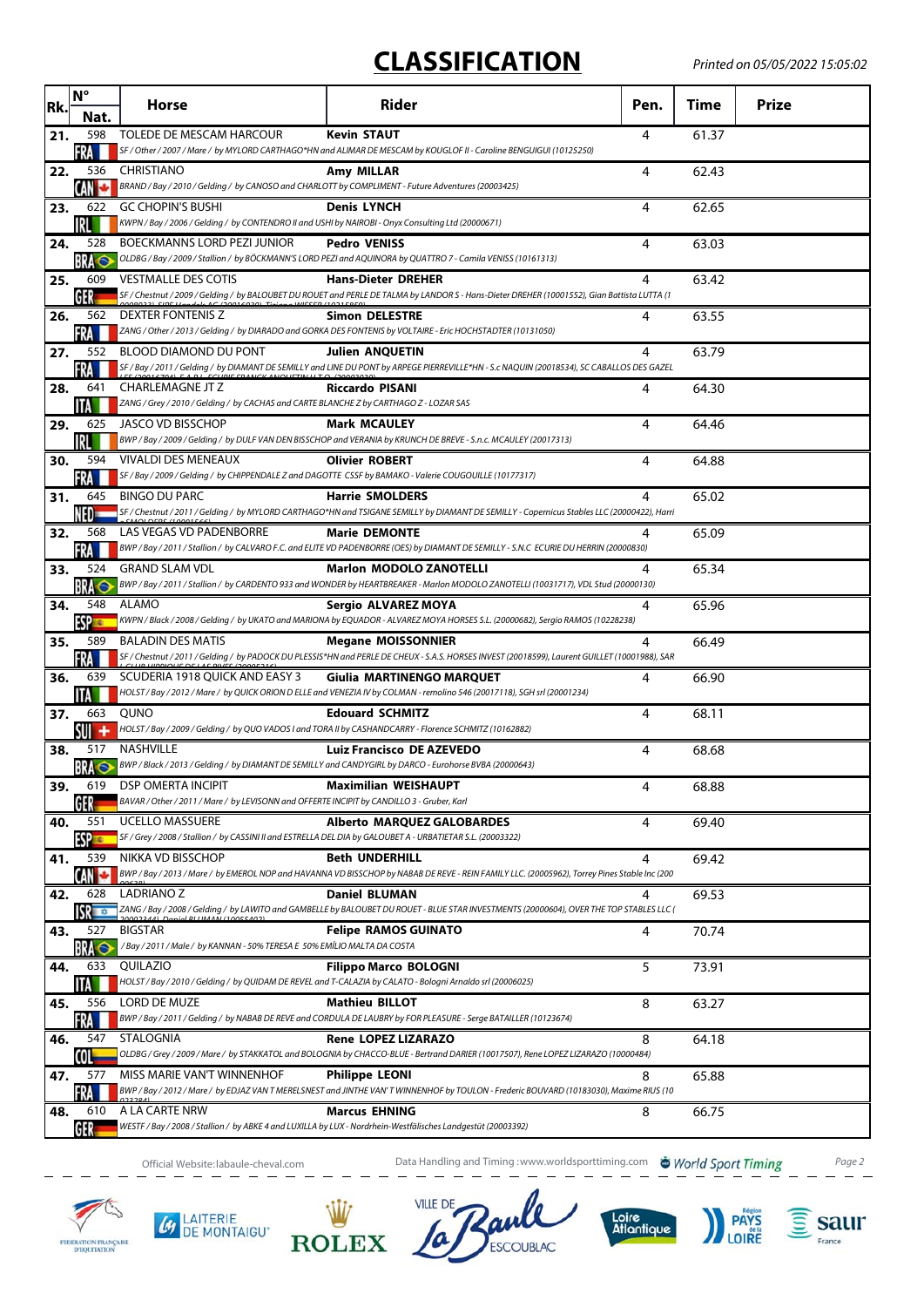# CLASSIFICATION

Printed on 05/05/2022 15:05:02

| Rk. | N° Nat. | Horse | Rider | Pen. | Time | Prize |
|---|---|---|---|---|---|---|
| 21. | 598 FRA | TOLEDE DE MESCAM HARCOUR<br>*SF / Other / 2007 / Mare / by MYLORD CARTHAGO\*HN and ALIMAR DE MESCAM by KOUGLOF II - Caroline BENGUIGUI (10125250)* | Kevin STAUT | 4 | 61.37 | |
| 22. | 536 CAN | CHRISTIANO<br>*BRAND / Bay / 2010 / Gelding / by CANOSO and CHARLOTT by COMPLIMENT - Future Adventures (20003425)* | Amy MILLAR | 4 | 62.43 | |
| 23. | 622 IRL | GC CHOPIN'S BUSHI<br>*KWPN / Bay / 2006 / Gelding / by CONTENDRO II and USHI by NAIROBI - Onyx Consulting Ltd (20000671)* | Denis LYNCH | 4 | 62.65 | |
| 24. | 528 BRA | BOECKMANNS LORD PEZI JUNIOR<br>*OLDBG / Bay / 2009 / Stallion / by BÖCKMANN'S LORD PEZI and AQUINORA by QUATTRO 7 - Camila VENISS (10161313)* | Pedro VENISS | 4 | 63.03 | |
| 25. | 609 GER | VESTMALLE DES COTIS<br>*SF / Chestnut / 2009 / Gelding / by BALOUBET DU ROUET and PERLE DE TALMA by LANDOR S - Hans-Dieter DREHER (10001552), Gian Battista LUTTA (1* | Hans-Dieter DREHER | 4 | 63.42 | |
| 26. | 562 FRA | DEXTER FONTENIS Z<br>*ZANG / Other / 2013 / Gelding / by DIARADO and GORKA DES FONTENIS by VOLTAIRE - Eric HOCHSTADTER (10131050)* | Simon DELESTRE | 4 | 63.55 | |
| 27. | 552 FRA | BLOOD DIAMOND DU PONT<br>*SF / Bay / 2011 / Gelding / by DIAMANT DE SEMILLY and LINE DU PONT by ARPEGE PIERREVILLE\*HN - S.c NAQUIN (20018534), SC CABALLOS DES GAZEL* | Julien ANQUETIN | 4 | 63.79 | |
| 28. | 641 ITA | CHARLEMAGNE JT Z<br>*ZANG / Grey / 2010 / Gelding / by CACHAS and CARTE BLANCHE Z by CARTHAGO Z - LOZAR SAS* | Riccardo PISANI | 4 | 64.30 | |
| 29. | 625 IRL | JASCO VD BISSCHOP<br>*BWP / Bay / 2009 / Gelding / by DULF VAN DEN BISSCHOP and VERANIA by KRUNCH DE BREVE - S.n.c. MCAULEY (20017313)* | Mark MCAULEY | 4 | 64.46 | |
| 30. | 594 FRA | VIVALDI DES MENEAUX<br>*SF / Bay / 2009 / Gelding / by CHIPPENDALE Z and DAGOTTE CSSF by BAMAKO - Valerie COUGOUILLE (10177317)* | Olivier ROBERT | 4 | 64.88 | |
| 31. | 645 NED | BINGO DU PARC<br>*SF / Chestnut / 2011 / Gelding / by MYLORD CARTHAGO\*HN and TSIGANE SEMILLY by DIAMANT DE SEMILLY - Copernicus Stables LLC (20000422), Harri* | Harrie SMOLDERS | 4 | 65.02 | |
| 32. | 568 FRA | LAS VEGAS VD PADENBORRE<br>*BWP / Bay / 2011 / Stallion / by CALVARO F.C. and ELITE VD PADENBORRE (OES) by DIAMANT DE SEMILLY - S.N.C ECURIE DU HERRIN (20000830)* | Marie DEMONTE | 4 | 65.09 | |
| 33. | 524 BRA | GRAND SLAM VDL<br>*BWP / Bay / 2011 / Stallion / by CARDENTO 933 and WONDER by HEARTBREAKER - Marlon MODOLO ZANOTELLI (10031717), VDL Stud (20000130)* | Marlon MODOLO ZANOTELLI | 4 | 65.34 | |
| 34. | 548 ESP | ALAMO<br>*KWPN / Black / 2008 / Gelding / by UKATO and MARIONA by EQUADOR - ALVAREZ MOYA HORSES S.L. (20000682), Sergio RAMOS (10228238)* | Sergio ALVAREZ MOYA | 4 | 65.96 | |
| 35. | 589 FRA | BALADIN DES MATIS<br>*SF / Chestnut / 2011 / Gelding / by PADOCK DU PLESSIS\*HN and PERLE DE CHEUX - S.A.S. HORSES INVEST (20018599), Laurent GUILLET (10001988), SAR* | Megane MOISSONNIER | 4 | 66.49 | |
| 36. | 639 ITA | SCUDERIA 1918 QUICK AND EASY 3<br>*HOLST / Bay / 2012 / Mare / by QUICK ORION D ELLE and VENEZIA IV by COLMAN - remolino 546 (20017118), SGH srl (20001234)* | Giulia MARTINENGO MARQUET | 4 | 66.90 | |
| 37. | 663 SUI | QUNO<br>*HOLST / Bay / 2009 / Gelding / by QUO VADOS I and TORA II by CASHANDCARRY - Florence SCHMITZ (10162882)* | Edouard SCHMITZ | 4 | 68.11 | |
| 38. | 517 BRA | NASHVILLE<br>*BWP / Black / 2013 / Gelding / by DIAMANT DE SEMILLY and CANDYGIRL by DARCO - Eurohorse BVBA (20000643)* | Luiz Francisco DE AZEVEDO | 4 | 68.68 | |
| 39. | 619 GER | DSP OMERTA INCIPIT<br>*BAVAR / Other / 2011 / Mare / by LEVISONN and OFFERTE INCIPIT by CANDILLO 3 - Gruber, Karl* | Maximilian WEISHAUPT | 4 | 68.88 | |
| 40. | 551 ESP | UCELLO MASSUERE<br>*SF / Grey / 2008 / Stallion / by CASSINI II and ESTRELLA DEL DIA by GALOUBET A - URBATIETAR S.L. (20003322)* | Alberto MARQUEZ GALOBARDES | 4 | 69.40 | |
| 41. | 539 CAN | NIKKA VD BISSCHOP<br>*BWP / Bay / 2013 / Mare / by EMEROL NOP and HAVANNA VD BISSCHOP by NABAB DE REVE - REIN FAMILY LLC. (20005962), Torrey Pines Stable Inc (200* | Beth UNDERHILL | 4 | 69.42 | |
| 42. | 628 ISR | LADRIANO Z<br>*ZANG / Bay / 2008 / Gelding / by LAWITO and GAMBELLE by BALOUBET DU ROUET - BLUE STAR INVESTMENTS (20000604), OVER THE TOP STABLES LLC (* | Daniel BLUMAN | 4 | 69.53 | |
| 43. | 527 BRA | BIGSTAR<br>*/ Bay / 2011 / Male / by KANNAN - 50% TERESA E 50% EMÍLIO MALTA DA COSTA* | Felipe RAMOS GUINATO | 4 | 70.74 | |
| 44. | 633 ITA | QUILAZIO<br>*HOLST / Bay / 2010 / Gelding / by QUIDAM DE REVEL and T-CALAZIA by CALATO - Bologni Arnaldo srl (20006025)* | Filippo Marco BOLOGNI | 5 | 73.91 | |
| 45. | 556 FRA | LORD DE MUZE<br>*BWP / Bay / 2011 / Gelding / by NABAB DE REVE and CORDULA DE LAUBRY by FOR PLEASURE - Serge BATAILLER (10123674)* | Mathieu BILLOT | 8 | 63.27 | |
| 46. | 547 COL | STALOGNIA<br>*OLDBG / Grey / 2009 / Mare / by STAKKATOL and BOLOGNIA by CHACCO-BLUE - Bertrand DARIER (10017507), Rene LOPEZ LIZARAZO (10000484)* | Rene LOPEZ LIZARAZO | 8 | 64.18 | |
| 47. | 577 FRA | MISS MARIE VAN'T WINNENHOF<br>*BWP / Bay / 2012 / Mare / by EDJAZ VAN T MERELSNEST and JINTHE VAN' T WINNENHOF by TOULON - Frederic BOUVARD (10183030), Maxime RIUS (10* | Philippe LEONI | 8 | 65.88 | |
| 48. | 610 GER | A LA CARTE NRW<br>*WESTF / Bay / 2008 / Stallion / by ABKE 4 and LUXILLA by LUX - Nordrhein-Westfälisches Landgestüt (20003392)* | Marcus EHNING | 8 | 66.75 | |

Official Website: labaule-cheval.com — Data Handling and Timing: www.worldsporttiming.com — World Sport Timing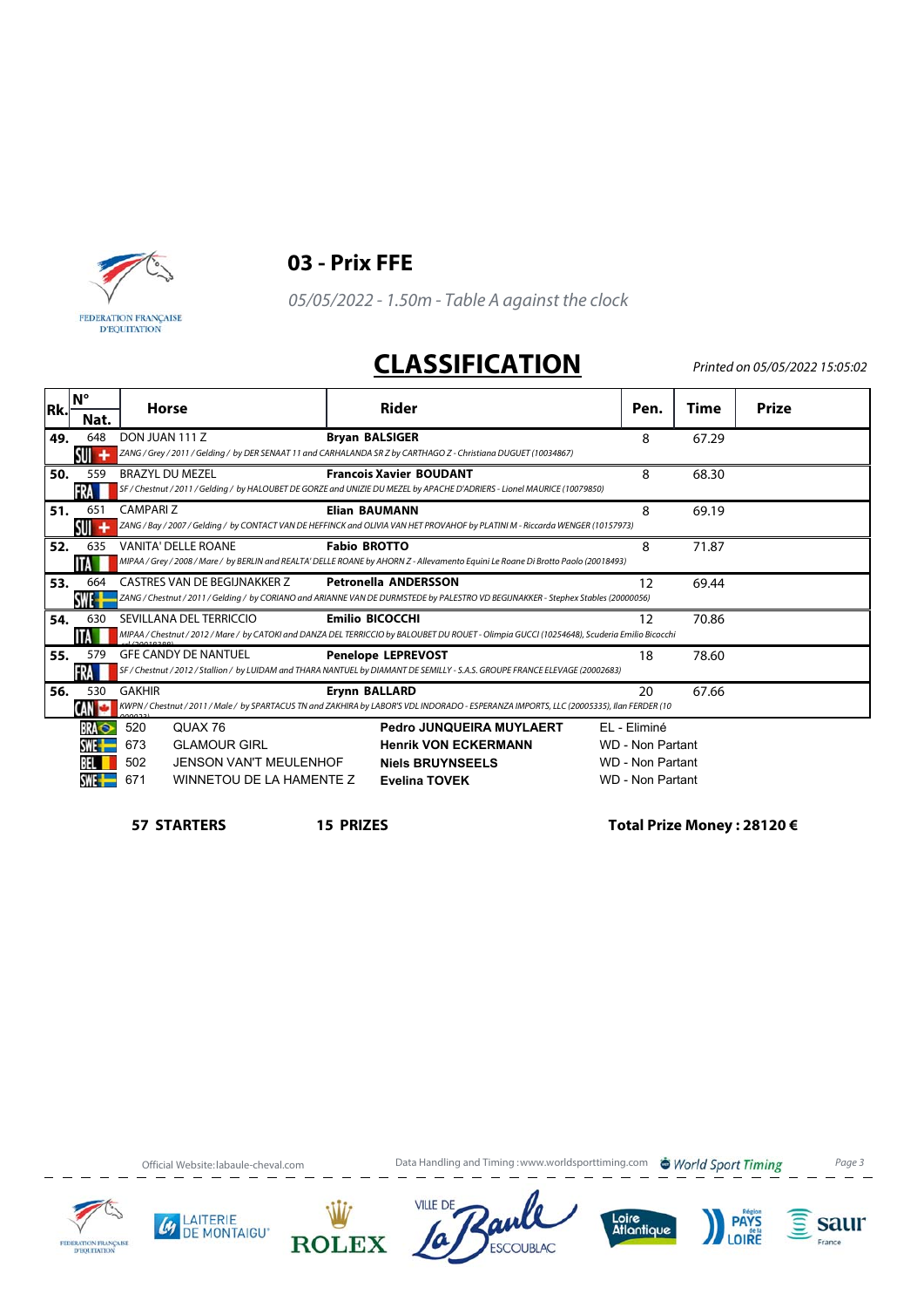FEDERATION FRANÇAISE D'EQUITATION

# 03 - Prix FFE

*05/05/2022 - 1.50m - Table A against the clock*

## CLASSIFICATION

*Printed on 05/05/2022 15:05:02*

| Rk. | N° / Nat. | Horse | Rider | Pen. | Time | Prize |
|---|---|---|---|---|---|---|
| 49. | 648 SUI | DON JUAN 111 Z<br>*ZANG / Grey / 2011 / Gelding / by DER SENAAT 11 and CARHALANDA SR Z by CARTHAGO Z - Christiana DUGUET (10034867)* | **Bryan BALSIGER** | 8 | 67.29 | |
| 50. | 559 FRA | BRAZYL DU MEZEL<br>*SF / Chestnut / 2011 / Gelding / by HALOUBET DE GORZE and UNIZIE DU MEZEL by APACHE D'ADRIERS - Lionel MAURICE (10079850)* | **Francois Xavier BOUDANT** | 8 | 68.30 | |
| 51. | 651 SUI | CAMPARI Z<br>*ZANG / Bay / 2007 / Gelding / by CONTACT VAN DE HEFFINCK and OLIVIA VAN HET PROVAHOF by PLATINI M - Riccarda WENGER (10157973)* | **Elian BAUMANN** | 8 | 69.19 | |
| 52. | 635 ITA | VANITA' DELLE ROANE<br>*MIPAA / Grey / 2008 / Mare / by BERLIN and REALTA' DELLE ROANE by AHORN Z - Allevamento Equini Le Roane Di Brotto Paolo (20018493)* | **Fabio BROTTO** | 8 | 71.87 | |
| 53. | 664 SWE | CASTRES VAN DE BEGIJNAKKER Z<br>*ZANG / Chestnut / 2011 / Gelding / by CORIANO and ARIANNE VAN DE DURMSTEDE by PALESTRO VD BEGIJNAKKER - Stephex Stables (20000056)* | **Petronella ANDERSSON** | 12 | 69.44 | |
| 54. | 630 ITA | SEVILLANA DEL TERRICCIO<br>*MIPAA / Chestnut / 2012 / Mare / by CATOKI and DANZA DEL TERRICCIO by BALOUBET DU ROUET - Olimpia GUCCI (10254648), Scuderia Emilio Bicocchi srl (20018380)* | **Emilio BICOCCHI** | 12 | 70.86 | |
| 55. | 579 FRA | GFE CANDY DE NANTUEL<br>*SF / Chestnut / 2012 / Stallion / by LUIDAM and THARA NANTUEL by DIAMANT DE SEMILLY - S.A.S. GROUPE FRANCE ELEVAGE (20002683)* | **Penelope LEPREVOST** | 18 | 78.60 | |
| 56. | 530 CAN | GAKHIR<br>*KWPN / Chestnut / 2011 / Male / by SPARTACUS TN and ZAKHIRA by LABOR'S VDL INDORADO - ESPERANZA IMPORTS, LLC (20005335), Ilan FERDER (10000331)* | **Erynn BALLARD** | 20 | 67.66 | |
| | 520 BRA | QUAX 76 | **Pedro JUNQUEIRA MUYLAERT** | EL - Eliminé | | |
| | 673 SWE | GLAMOUR GIRL | **Henrik VON ECKERMANN** | WD - Non Partant | | |
| | 502 BEL | JENSON VAN'T MEULENHOF | **Niels BRUYNSEELS** | WD - Non Partant | | |
| | 671 SWE | WINNETOU DE LA HAMENTE Z | **Evelina TOVEK** | WD - Non Partant | | |

**57 STARTERS** **15 PRIZES** **Total Prize Money : 28120 €**

Official Website: labaule-cheval.com Data Handling and Timing : www.worldsporttiming.com World Sport Timing